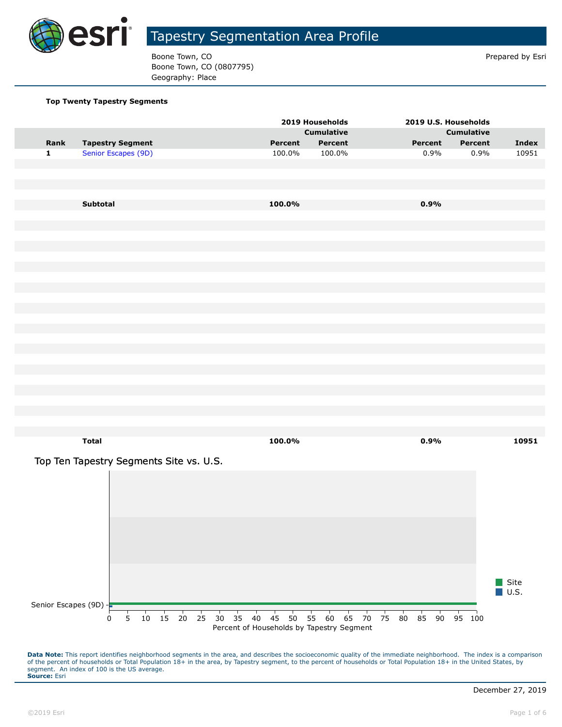# Tapestry Segmentation Area Profile

Boone Town, CO
Boone Town, CO (0807795)
Geography: Place

Prepared by Esri

**Top Twenty Tapestry Segments**

| | | 2019 Households | | 2019 U.S. Households | | |
|---|---|---|---|---|---|---|
| | | | Cumulative | | Cumulative | |
| **Rank** | **Tapestry Segment** | **Percent** | **Percent** | **Percent** | **Percent** | **Index** |
| 1 | Senior Escapes (9D) | 100.0% | 100.0% | 0.9% | 0.9% | 10951 |
| | **Subtotal** | **100.0%** | | **0.9%** | | |
| | **Total** | **100.0%** | | **0.9%** | | **10951** |

## Top Ten Tapestry Segments Site vs. U.S.

| Tapestry Segment | Site | U.S. |
|---|---|---|
| Senior Escapes (9D) | 100.0% | 0.9% |

Percent of Households by Tapestry Segment

**Data Note:** This report identifies neighborhood segments in the area, and describes the socioeconomic quality of the immediate neighborhood. The index is a comparison of the percent of households or Total Population 18+ in the area, by Tapestry segment, to the percent of households or Total Population 18+ in the United States, by segment. An index of 100 is the US average.
**Source:** Esri

December 27, 2019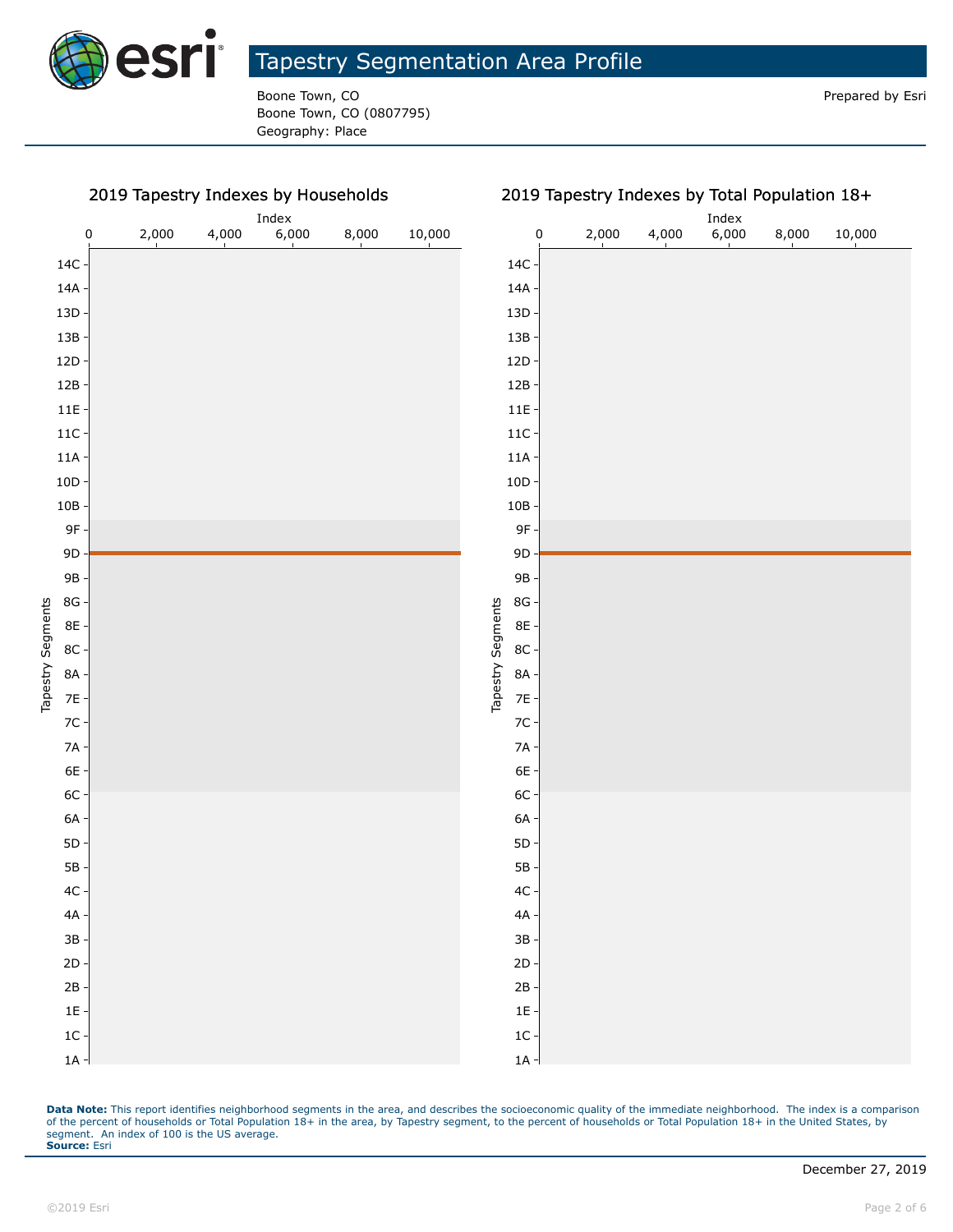# Tapestry Segmentation Area Profile

Boone Town, CO
Boone Town, CO (0807795)
Geography: Place

Prepared by Esri

## 2019 Tapestry Indexes by Households

Index: 0, 2,000, 4,000, 6,000, 8,000, 10,000

Tapestry Segments: 14C, 14A, 13D, 13B, 12D, 12B, 11E, 11C, 11A, 10D, 10B, 9F, 9D, 9B, 8G, 8E, 8C, 8A, 7E, 7C, 7A, 6E, 6C, 6A, 5D, 5B, 4C, 4A, 3B, 2D, 2B, 1E, 1C, 1A

## 2019 Tapestry Indexes by Total Population 18+

Index: 0, 2,000, 4,000, 6,000, 8,000, 10,000

Tapestry Segments: 14C, 14A, 13D, 13B, 12D, 12B, 11E, 11C, 11A, 10D, 10B, 9F, 9D, 9B, 8G, 8E, 8C, 8A, 7E, 7C, 7A, 6E, 6C, 6A, 5D, 5B, 4C, 4A, 3B, 2D, 2B, 1E, 1C, 1A

**Data Note:** This report identifies neighborhood segments in the area, and describes the socioeconomic quality of the immediate neighborhood. The index is a comparison of the percent of households or Total Population 18+ in the area, by Tapestry segment, to the percent of households or Total Population 18+ in the United States, by segment. An index of 100 is the US average.
**Source:** Esri

December 27, 2019

©2019 Esri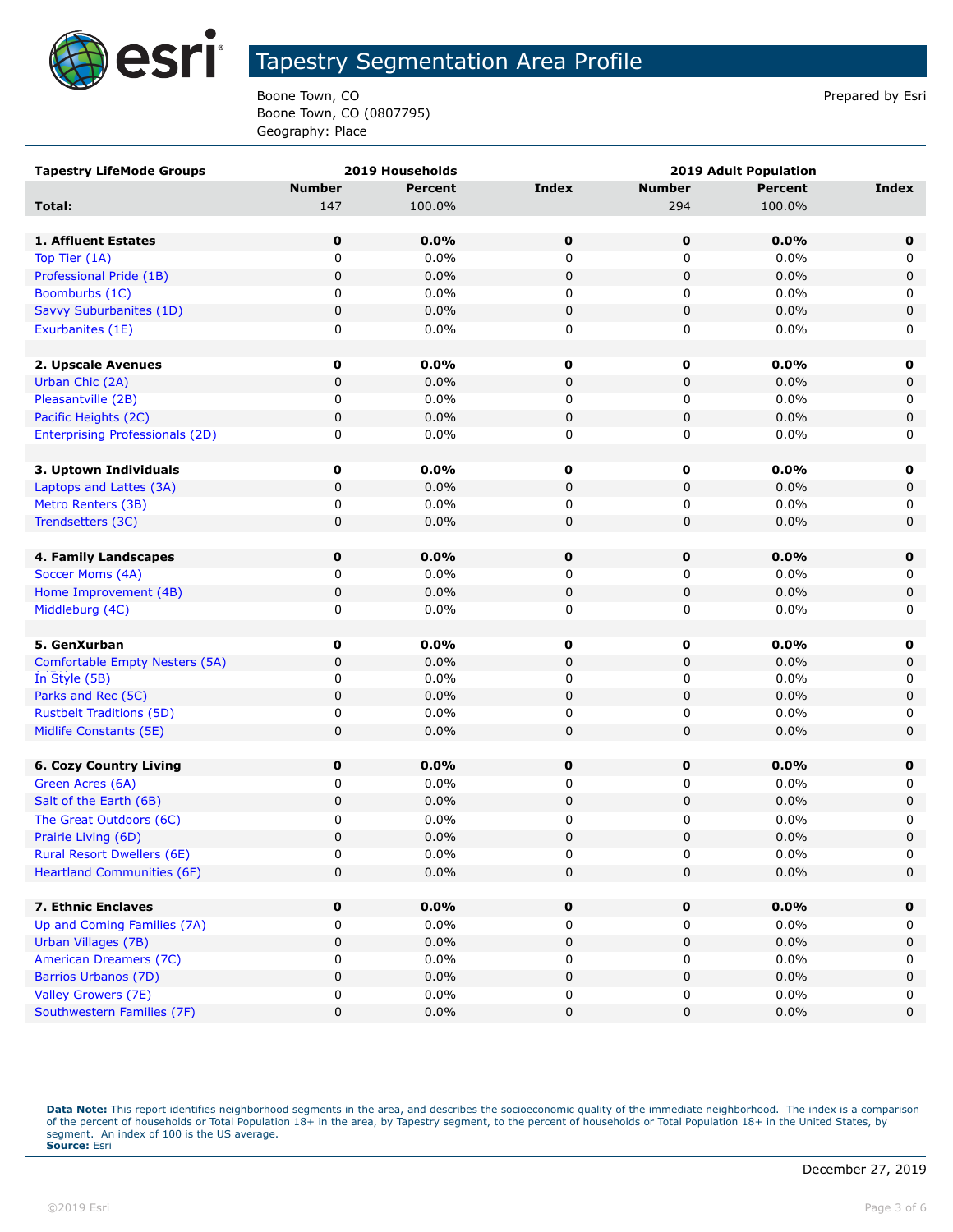# Tapestry Segmentation Area Profile

Boone Town, CO
Boone Town, CO (0807795)
Geography: Place

Prepared by Esri

| Tapestry LifeMode Groups | 2019 Households | | | 2019 Adult Population | | |
|---|---|---|---|---|---|---|
| | Number | Percent | Index | Number | Percent | Index |
| **Total:** | 147 | 100.0% | | 294 | 100.0% | |
| | | | | | | |
| **1. Affluent Estates** | **0** | **0.0%** | **0** | **0** | **0.0%** | **0** |
| Top Tier (1A) | 0 | 0.0% | 0 | 0 | 0.0% | 0 |
| Professional Pride (1B) | 0 | 0.0% | 0 | 0 | 0.0% | 0 |
| Boomburbs (1C) | 0 | 0.0% | 0 | 0 | 0.0% | 0 |
| Savvy Suburbanites (1D) | 0 | 0.0% | 0 | 0 | 0.0% | 0 |
| Exurbanites (1E) | 0 | 0.0% | 0 | 0 | 0.0% | 0 |
| | | | | | | |
| **2. Upscale Avenues** | **0** | **0.0%** | **0** | **0** | **0.0%** | **0** |
| Urban Chic (2A) | 0 | 0.0% | 0 | 0 | 0.0% | 0 |
| Pleasantville (2B) | 0 | 0.0% | 0 | 0 | 0.0% | 0 |
| Pacific Heights (2C) | 0 | 0.0% | 0 | 0 | 0.0% | 0 |
| Enterprising Professionals (2D) | 0 | 0.0% | 0 | 0 | 0.0% | 0 |
| | | | | | | |
| **3. Uptown Individuals** | **0** | **0.0%** | **0** | **0** | **0.0%** | **0** |
| Laptops and Lattes (3A) | 0 | 0.0% | 0 | 0 | 0.0% | 0 |
| Metro Renters (3B) | 0 | 0.0% | 0 | 0 | 0.0% | 0 |
| Trendsetters (3C) | 0 | 0.0% | 0 | 0 | 0.0% | 0 |
| | | | | | | |
| **4. Family Landscapes** | **0** | **0.0%** | **0** | **0** | **0.0%** | **0** |
| Soccer Moms (4A) | 0 | 0.0% | 0 | 0 | 0.0% | 0 |
| Home Improvement (4B) | 0 | 0.0% | 0 | 0 | 0.0% | 0 |
| Middleburg (4C) | 0 | 0.0% | 0 | 0 | 0.0% | 0 |
| | | | | | | |
| **5. GenXurban** | **0** | **0.0%** | **0** | **0** | **0.0%** | **0** |
| Comfortable Empty Nesters (5A) | 0 | 0.0% | 0 | 0 | 0.0% | 0 |
| In Style (5B) | 0 | 0.0% | 0 | 0 | 0.0% | 0 |
| Parks and Rec (5C) | 0 | 0.0% | 0 | 0 | 0.0% | 0 |
| Rustbelt Traditions (5D) | 0 | 0.0% | 0 | 0 | 0.0% | 0 |
| Midlife Constants (5E) | 0 | 0.0% | 0 | 0 | 0.0% | 0 |
| | | | | | | |
| **6. Cozy Country Living** | **0** | **0.0%** | **0** | **0** | **0.0%** | **0** |
| Green Acres (6A) | 0 | 0.0% | 0 | 0 | 0.0% | 0 |
| Salt of the Earth (6B) | 0 | 0.0% | 0 | 0 | 0.0% | 0 |
| The Great Outdoors (6C) | 0 | 0.0% | 0 | 0 | 0.0% | 0 |
| Prairie Living (6D) | 0 | 0.0% | 0 | 0 | 0.0% | 0 |
| Rural Resort Dwellers (6E) | 0 | 0.0% | 0 | 0 | 0.0% | 0 |
| Heartland Communities (6F) | 0 | 0.0% | 0 | 0 | 0.0% | 0 |
| | | | | | | |
| **7. Ethnic Enclaves** | **0** | **0.0%** | **0** | **0** | **0.0%** | **0** |
| Up and Coming Families (7A) | 0 | 0.0% | 0 | 0 | 0.0% | 0 |
| Urban Villages (7B) | 0 | 0.0% | 0 | 0 | 0.0% | 0 |
| American Dreamers (7C) | 0 | 0.0% | 0 | 0 | 0.0% | 0 |
| Barrios Urbanos (7D) | 0 | 0.0% | 0 | 0 | 0.0% | 0 |
| Valley Growers (7E) | 0 | 0.0% | 0 | 0 | 0.0% | 0 |
| Southwestern Families (7F) | 0 | 0.0% | 0 | 0 | 0.0% | 0 |

**Data Note:** This report identifies neighborhood segments in the area, and describes the socioeconomic quality of the immediate neighborhood. The index is a comparison of the percent of households or Total Population 18+ in the area, by Tapestry segment, to the percent of households or Total Population 18+ in the United States, by segment. An index of 100 is the US average.
**Source:** Esri

December 27, 2019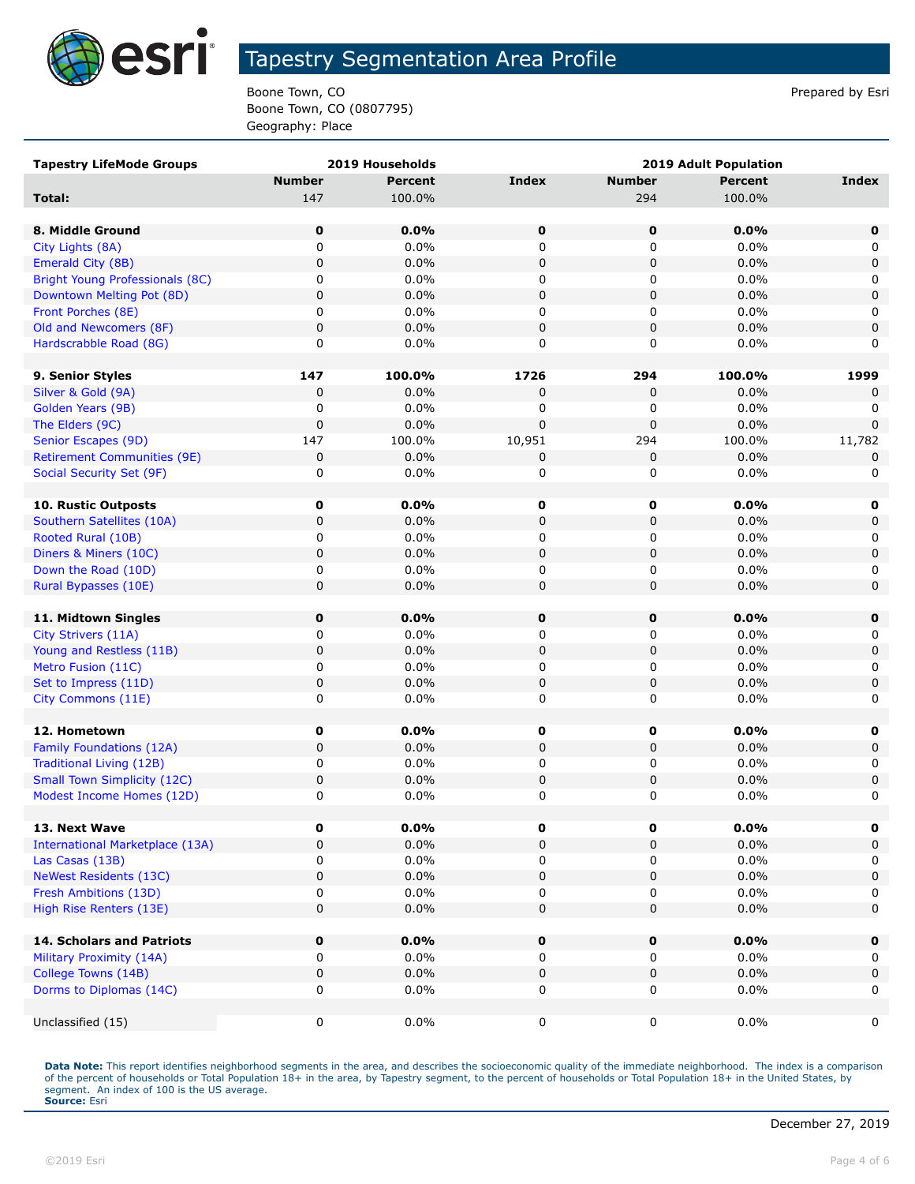# Tapestry Segmentation Area Profile

Boone Town, CO
Boone Town, CO (0807795)
Geography: Place

Prepared by Esri

| Tapestry LifeMode Groups | 2019 Households | | | 2019 Adult Population | | |
|---|---|---|---|---|---|---|
| | Number | Percent | Index | Number | Percent | Index |
| **Total:** | 147 | 100.0% | | 294 | 100.0% | |
| | | | | | | |
| **8. Middle Ground** | **0** | **0.0%** | **0** | **0** | **0.0%** | **0** |
| City Lights (8A) | 0 | 0.0% | 0 | 0 | 0.0% | 0 |
| Emerald City (8B) | 0 | 0.0% | 0 | 0 | 0.0% | 0 |
| Bright Young Professionals (8C) | 0 | 0.0% | 0 | 0 | 0.0% | 0 |
| Downtown Melting Pot (8D) | 0 | 0.0% | 0 | 0 | 0.0% | 0 |
| Front Porches (8E) | 0 | 0.0% | 0 | 0 | 0.0% | 0 |
| Old and Newcomers (8F) | 0 | 0.0% | 0 | 0 | 0.0% | 0 |
| Hardscrabble Road (8G) | 0 | 0.0% | 0 | 0 | 0.0% | 0 |
| | | | | | | |
| **9. Senior Styles** | **147** | **100.0%** | **1726** | **294** | **100.0%** | **1999** |
| Silver & Gold (9A) | 0 | 0.0% | 0 | 0 | 0.0% | 0 |
| Golden Years (9B) | 0 | 0.0% | 0 | 0 | 0.0% | 0 |
| The Elders (9C) | 0 | 0.0% | 0 | 0 | 0.0% | 0 |
| Senior Escapes (9D) | 147 | 100.0% | 10,951 | 294 | 100.0% | 11,782 |
| Retirement Communities (9E) | 0 | 0.0% | 0 | 0 | 0.0% | 0 |
| Social Security Set (9F) | 0 | 0.0% | 0 | 0 | 0.0% | 0 |
| | | | | | | |
| **10. Rustic Outposts** | **0** | **0.0%** | **0** | **0** | **0.0%** | **0** |
| Southern Satellites (10A) | 0 | 0.0% | 0 | 0 | 0.0% | 0 |
| Rooted Rural (10B) | 0 | 0.0% | 0 | 0 | 0.0% | 0 |
| Diners & Miners (10C) | 0 | 0.0% | 0 | 0 | 0.0% | 0 |
| Down the Road (10D) | 0 | 0.0% | 0 | 0 | 0.0% | 0 |
| Rural Bypasses (10E) | 0 | 0.0% | 0 | 0 | 0.0% | 0 |
| | | | | | | |
| **11. Midtown Singles** | **0** | **0.0%** | **0** | **0** | **0.0%** | **0** |
| City Strivers (11A) | 0 | 0.0% | 0 | 0 | 0.0% | 0 |
| Young and Restless (11B) | 0 | 0.0% | 0 | 0 | 0.0% | 0 |
| Metro Fusion (11C) | 0 | 0.0% | 0 | 0 | 0.0% | 0 |
| Set to Impress (11D) | 0 | 0.0% | 0 | 0 | 0.0% | 0 |
| City Commons (11E) | 0 | 0.0% | 0 | 0 | 0.0% | 0 |
| | | | | | | |
| **12. Hometown** | **0** | **0.0%** | **0** | **0** | **0.0%** | **0** |
| Family Foundations (12A) | 0 | 0.0% | 0 | 0 | 0.0% | 0 |
| Traditional Living (12B) | 0 | 0.0% | 0 | 0 | 0.0% | 0 |
| Small Town Simplicity (12C) | 0 | 0.0% | 0 | 0 | 0.0% | 0 |
| Modest Income Homes (12D) | 0 | 0.0% | 0 | 0 | 0.0% | 0 |
| | | | | | | |
| **13. Next Wave** | **0** | **0.0%** | **0** | **0** | **0.0%** | **0** |
| International Marketplace (13A) | 0 | 0.0% | 0 | 0 | 0.0% | 0 |
| Las Casas (13B) | 0 | 0.0% | 0 | 0 | 0.0% | 0 |
| NeWest Residents (13C) | 0 | 0.0% | 0 | 0 | 0.0% | 0 |
| Fresh Ambitions (13D) | 0 | 0.0% | 0 | 0 | 0.0% | 0 |
| High Rise Renters (13E) | 0 | 0.0% | 0 | 0 | 0.0% | 0 |
| | | | | | | |
| **14. Scholars and Patriots** | **0** | **0.0%** | **0** | **0** | **0.0%** | **0** |
| Military Proximity (14A) | 0 | 0.0% | 0 | 0 | 0.0% | 0 |
| College Towns (14B) | 0 | 0.0% | 0 | 0 | 0.0% | 0 |
| Dorms to Diplomas (14C) | 0 | 0.0% | 0 | 0 | 0.0% | 0 |
| | | | | | | |
| Unclassified (15) | 0 | 0.0% | 0 | 0 | 0.0% | 0 |

**Data Note:** This report identifies neighborhood segments in the area, and describes the socioeconomic quality of the immediate neighborhood. The index is a comparison of the percent of households or Total Population 18+ in the area, by Tapestry segment, to the percent of households or Total Population 18+ in the United States, by segment. An index of 100 is the US average.
**Source:** Esri

December 27, 2019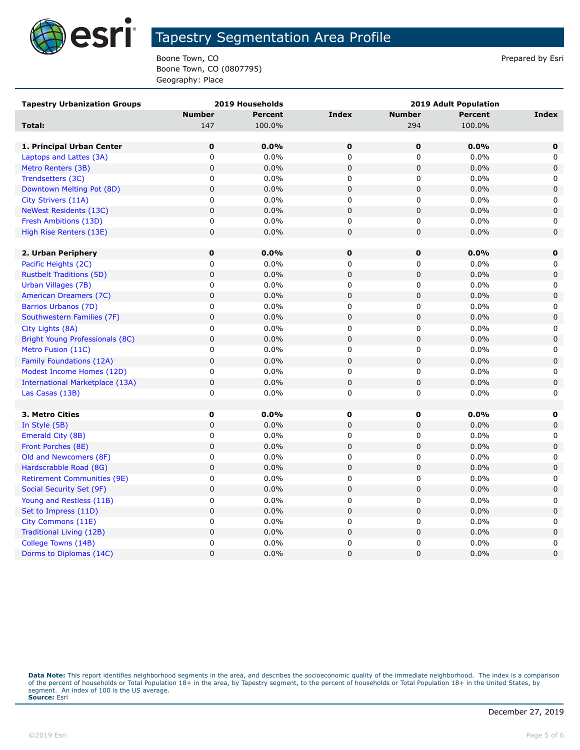# Tapestry Segmentation Area Profile

Boone Town, CO
Boone Town, CO (0807795)
Geography: Place

Prepared by Esri

| Tapestry Urbanization Groups | 2019 Households | | | 2019 Adult Population | | |
|---|---|---|---|---|---|---|
| | Number | Percent | Index | Number | Percent | Index |
| **Total:** | 147 | 100.0% | | 294 | 100.0% | |
| | | | | | | |
| **1. Principal Urban Center** | **0** | **0.0%** | **0** | **0** | **0.0%** | **0** |
| Laptops and Lattes (3A) | 0 | 0.0% | 0 | 0 | 0.0% | 0 |
| Metro Renters (3B) | 0 | 0.0% | 0 | 0 | 0.0% | 0 |
| Trendsetters (3C) | 0 | 0.0% | 0 | 0 | 0.0% | 0 |
| Downtown Melting Pot (8D) | 0 | 0.0% | 0 | 0 | 0.0% | 0 |
| City Strivers (11A) | 0 | 0.0% | 0 | 0 | 0.0% | 0 |
| NeWest Residents (13C) | 0 | 0.0% | 0 | 0 | 0.0% | 0 |
| Fresh Ambitions (13D) | 0 | 0.0% | 0 | 0 | 0.0% | 0 |
| High Rise Renters (13E) | 0 | 0.0% | 0 | 0 | 0.0% | 0 |
| | | | | | | |
| **2. Urban Periphery** | **0** | **0.0%** | **0** | **0** | **0.0%** | **0** |
| Pacific Heights (2C) | 0 | 0.0% | 0 | 0 | 0.0% | 0 |
| Rustbelt Traditions (5D) | 0 | 0.0% | 0 | 0 | 0.0% | 0 |
| Urban Villages (7B) | 0 | 0.0% | 0 | 0 | 0.0% | 0 |
| American Dreamers (7C) | 0 | 0.0% | 0 | 0 | 0.0% | 0 |
| Barrios Urbanos (7D) | 0 | 0.0% | 0 | 0 | 0.0% | 0 |
| Southwestern Families (7F) | 0 | 0.0% | 0 | 0 | 0.0% | 0 |
| City Lights (8A) | 0 | 0.0% | 0 | 0 | 0.0% | 0 |
| Bright Young Professionals (8C) | 0 | 0.0% | 0 | 0 | 0.0% | 0 |
| Metro Fusion (11C) | 0 | 0.0% | 0 | 0 | 0.0% | 0 |
| Family Foundations (12A) | 0 | 0.0% | 0 | 0 | 0.0% | 0 |
| Modest Income Homes (12D) | 0 | 0.0% | 0 | 0 | 0.0% | 0 |
| International Marketplace (13A) | 0 | 0.0% | 0 | 0 | 0.0% | 0 |
| Las Casas (13B) | 0 | 0.0% | 0 | 0 | 0.0% | 0 |
| | | | | | | |
| **3. Metro Cities** | **0** | **0.0%** | **0** | **0** | **0.0%** | **0** |
| In Style (5B) | 0 | 0.0% | 0 | 0 | 0.0% | 0 |
| Emerald City (8B) | 0 | 0.0% | 0 | 0 | 0.0% | 0 |
| Front Porches (8E) | 0 | 0.0% | 0 | 0 | 0.0% | 0 |
| Old and Newcomers (8F) | 0 | 0.0% | 0 | 0 | 0.0% | 0 |
| Hardscrabble Road (8G) | 0 | 0.0% | 0 | 0 | 0.0% | 0 |
| Retirement Communities (9E) | 0 | 0.0% | 0 | 0 | 0.0% | 0 |
| Social Security Set (9F) | 0 | 0.0% | 0 | 0 | 0.0% | 0 |
| Young and Restless (11B) | 0 | 0.0% | 0 | 0 | 0.0% | 0 |
| Set to Impress (11D) | 0 | 0.0% | 0 | 0 | 0.0% | 0 |
| City Commons (11E) | 0 | 0.0% | 0 | 0 | 0.0% | 0 |
| Traditional Living (12B) | 0 | 0.0% | 0 | 0 | 0.0% | 0 |
| College Towns (14B) | 0 | 0.0% | 0 | 0 | 0.0% | 0 |
| Dorms to Diplomas (14C) | 0 | 0.0% | 0 | 0 | 0.0% | 0 |

**Data Note:** This report identifies neighborhood segments in the area, and describes the socioeconomic quality of the immediate neighborhood. The index is a comparison of the percent of households or Total Population 18+ in the area, by Tapestry segment, to the percent of households or Total Population 18+ in the United States, by segment. An index of 100 is the US average.
**Source:** Esri

December 27, 2019

©2019 Esri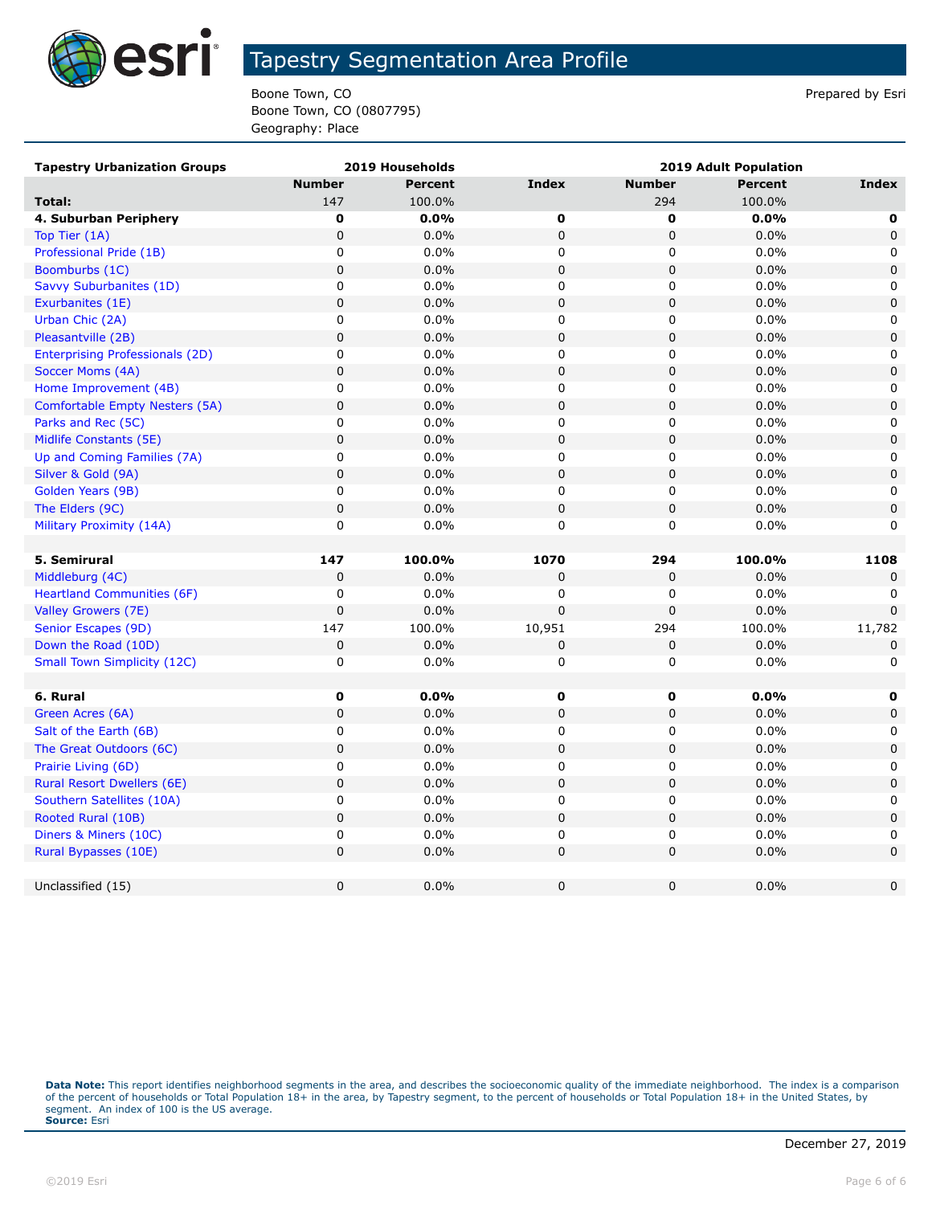# Tapestry Segmentation Area Profile

Boone Town, CO
Boone Town, CO (0807795)
Geography: Place

Prepared by Esri

| Tapestry Urbanization Groups | 2019 Households | | | 2019 Adult Population | | |
|---|---|---|---|---|---|---|
| | Number | Percent | Index | Number | Percent | Index |
| **Total:** | 147 | 100.0% | | 294 | 100.0% | |
| **4. Suburban Periphery** | **0** | **0.0%** | **0** | **0** | **0.0%** | **0** |
| Top Tier (1A) | 0 | 0.0% | 0 | 0 | 0.0% | 0 |
| Professional Pride (1B) | 0 | 0.0% | 0 | 0 | 0.0% | 0 |
| Boomburbs (1C) | 0 | 0.0% | 0 | 0 | 0.0% | 0 |
| Savvy Suburbanites (1D) | 0 | 0.0% | 0 | 0 | 0.0% | 0 |
| Exurbanites (1E) | 0 | 0.0% | 0 | 0 | 0.0% | 0 |
| Urban Chic (2A) | 0 | 0.0% | 0 | 0 | 0.0% | 0 |
| Pleasantville (2B) | 0 | 0.0% | 0 | 0 | 0.0% | 0 |
| Enterprising Professionals (2D) | 0 | 0.0% | 0 | 0 | 0.0% | 0 |
| Soccer Moms (4A) | 0 | 0.0% | 0 | 0 | 0.0% | 0 |
| Home Improvement (4B) | 0 | 0.0% | 0 | 0 | 0.0% | 0 |
| Comfortable Empty Nesters (5A) | 0 | 0.0% | 0 | 0 | 0.0% | 0 |
| Parks and Rec (5C) | 0 | 0.0% | 0 | 0 | 0.0% | 0 |
| Midlife Constants (5E) | 0 | 0.0% | 0 | 0 | 0.0% | 0 |
| Up and Coming Families (7A) | 0 | 0.0% | 0 | 0 | 0.0% | 0 |
| Silver & Gold (9A) | 0 | 0.0% | 0 | 0 | 0.0% | 0 |
| Golden Years (9B) | 0 | 0.0% | 0 | 0 | 0.0% | 0 |
| The Elders (9C) | 0 | 0.0% | 0 | 0 | 0.0% | 0 |
| Military Proximity (14A) | 0 | 0.0% | 0 | 0 | 0.0% | 0 |
| | | | | | | |
| **5. Semirural** | **147** | **100.0%** | **1070** | **294** | **100.0%** | **1108** |
| Middleburg (4C) | 0 | 0.0% | 0 | 0 | 0.0% | 0 |
| Heartland Communities (6F) | 0 | 0.0% | 0 | 0 | 0.0% | 0 |
| Valley Growers (7E) | 0 | 0.0% | 0 | 0 | 0.0% | 0 |
| Senior Escapes (9D) | 147 | 100.0% | 10,951 | 294 | 100.0% | 11,782 |
| Down the Road (10D) | 0 | 0.0% | 0 | 0 | 0.0% | 0 |
| Small Town Simplicity (12C) | 0 | 0.0% | 0 | 0 | 0.0% | 0 |
| | | | | | | |
| **6. Rural** | **0** | **0.0%** | **0** | **0** | **0.0%** | **0** |
| Green Acres (6A) | 0 | 0.0% | 0 | 0 | 0.0% | 0 |
| Salt of the Earth (6B) | 0 | 0.0% | 0 | 0 | 0.0% | 0 |
| The Great Outdoors (6C) | 0 | 0.0% | 0 | 0 | 0.0% | 0 |
| Prairie Living (6D) | 0 | 0.0% | 0 | 0 | 0.0% | 0 |
| Rural Resort Dwellers (6E) | 0 | 0.0% | 0 | 0 | 0.0% | 0 |
| Southern Satellites (10A) | 0 | 0.0% | 0 | 0 | 0.0% | 0 |
| Rooted Rural (10B) | 0 | 0.0% | 0 | 0 | 0.0% | 0 |
| Diners & Miners (10C) | 0 | 0.0% | 0 | 0 | 0.0% | 0 |
| Rural Bypasses (10E) | 0 | 0.0% | 0 | 0 | 0.0% | 0 |
| | | | | | | |
| Unclassified (15) | 0 | 0.0% | 0 | 0 | 0.0% | 0 |

**Data Note:** This report identifies neighborhood segments in the area, and describes the socioeconomic quality of the immediate neighborhood. The index is a comparison of the percent of households or Total Population 18+ in the area, by Tapestry segment, to the percent of households or Total Population 18+ in the United States, by segment. An index of 100 is the US average.
**Source:** Esri

December 27, 2019

©2019 Esri